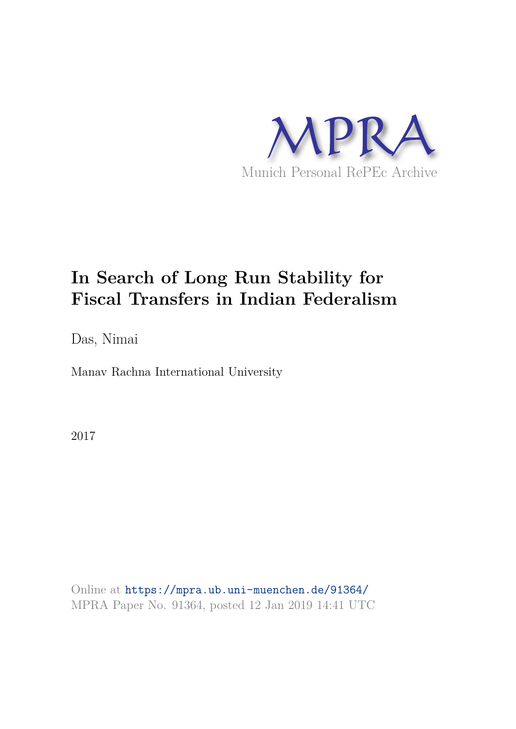MPRA

Munich Personal RePEc Archive

# In Search of Long Run Stability for Fiscal Transfers in Indian Federalism

Das, Nimai

Manav Rachna International University

2017

Online at https://mpra.ub.uni-muenchen.de/91364/
MPRA Paper No. 91364, posted 12 Jan 2019 14:41 UTC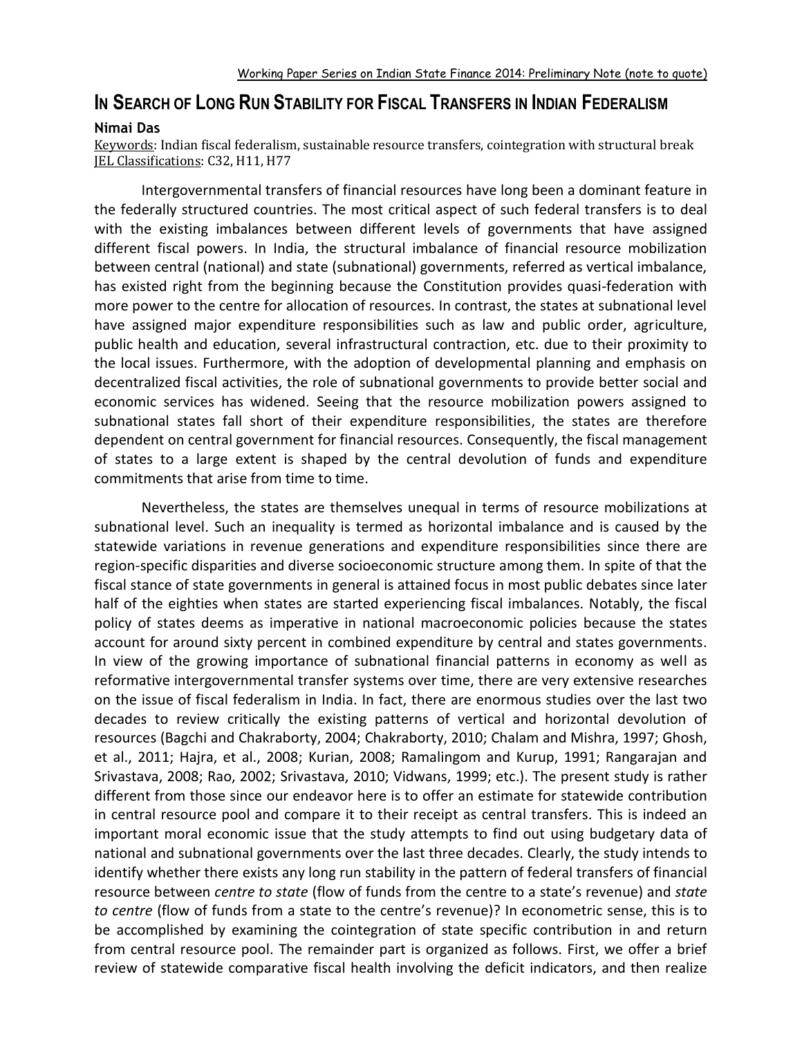# IN SEARCH OF LONG RUN STABILITY FOR FISCAL TRANSFERS IN INDIAN FEDERALISM

**Nimai Das**

Keywords: Indian fiscal federalism, sustainable resource transfers, cointegration with structural break

JEL Classifications: C32, H11, H77

Intergovernmental transfers of financial resources have long been a dominant feature in the federally structured countries. The most critical aspect of such federal transfers is to deal with the existing imbalances between different levels of governments that have assigned different fiscal powers. In India, the structural imbalance of financial resource mobilization between central (national) and state (subnational) governments, referred as vertical imbalance, has existed right from the beginning because the Constitution provides quasi-federation with more power to the centre for allocation of resources. In contrast, the states at subnational level have assigned major expenditure responsibilities such as law and public order, agriculture, public health and education, several infrastructural contraction, etc. due to their proximity to the local issues. Furthermore, with the adoption of developmental planning and emphasis on decentralized fiscal activities, the role of subnational governments to provide better social and economic services has widened. Seeing that the resource mobilization powers assigned to subnational states fall short of their expenditure responsibilities, the states are therefore dependent on central government for financial resources. Consequently, the fiscal management of states to a large extent is shaped by the central devolution of funds and expenditure commitments that arise from time to time.

Nevertheless, the states are themselves unequal in terms of resource mobilizations at subnational level. Such an inequality is termed as horizontal imbalance and is caused by the statewide variations in revenue generations and expenditure responsibilities since there are region-specific disparities and diverse socioeconomic structure among them. In spite of that the fiscal stance of state governments in general is attained focus in most public debates since later half of the eighties when states are started experiencing fiscal imbalances. Notably, the fiscal policy of states deems as imperative in national macroeconomic policies because the states account for around sixty percent in combined expenditure by central and states governments. In view of the growing importance of subnational financial patterns in economy as well as reformative intergovernmental transfer systems over time, there are very extensive researches on the issue of fiscal federalism in India. In fact, there are enormous studies over the last two decades to review critically the existing patterns of vertical and horizontal devolution of resources (Bagchi and Chakraborty, 2004; Chakraborty, 2010; Chalam and Mishra, 1997; Ghosh, et al., 2011; Hajra, et al., 2008; Kurian, 2008; Ramalingom and Kurup, 1991; Rangarajan and Srivastava, 2008; Rao, 2002; Srivastava, 2010; Vidwans, 1999; etc.). The present study is rather different from those since our endeavor here is to offer an estimate for statewide contribution in central resource pool and compare it to their receipt as central transfers. This is indeed an important moral economic issue that the study attempts to find out using budgetary data of national and subnational governments over the last three decades. Clearly, the study intends to identify whether there exists any long run stability in the pattern of federal transfers of financial resource between *centre to state* (flow of funds from the centre to a state's revenue) and *state to centre* (flow of funds from a state to the centre's revenue)? In econometric sense, this is to be accomplished by examining the cointegration of state specific contribution in and return from central resource pool. The remainder part is organized as follows. First, we offer a brief review of statewide comparative fiscal health involving the deficit indicators, and then realize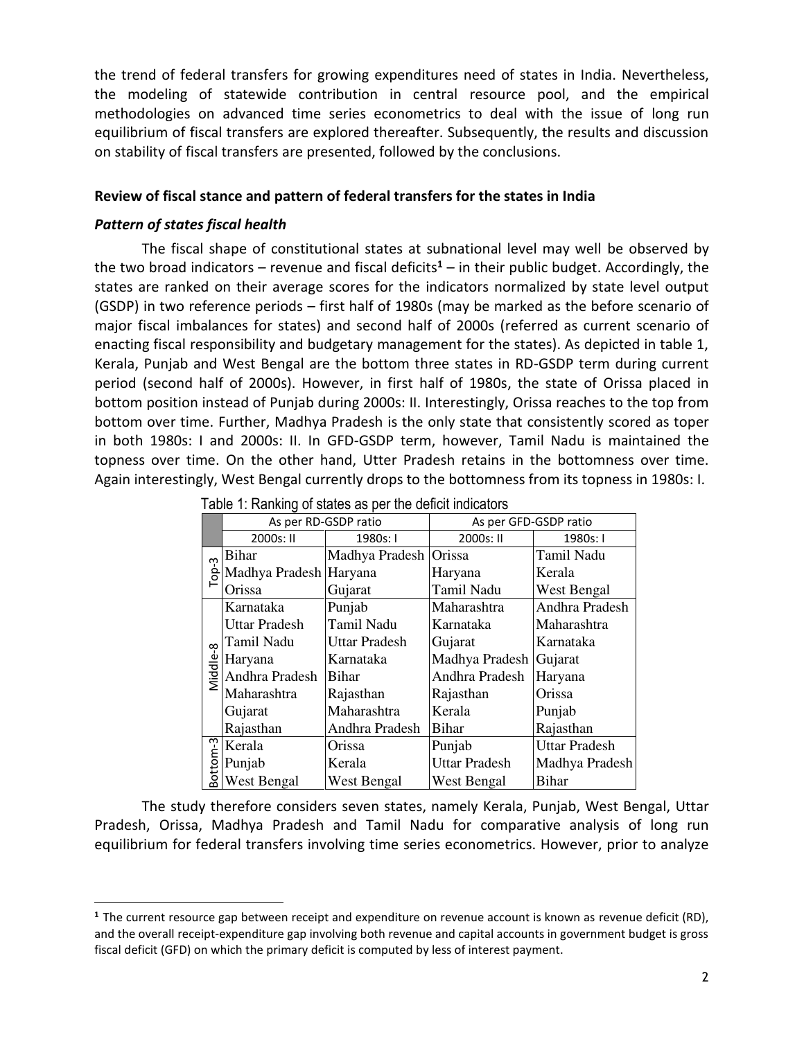the trend of federal transfers for growing expenditures need of states in India. Nevertheless, the modeling of statewide contribution in central resource pool, and the empirical methodologies on advanced time series econometrics to deal with the issue of long run equilibrium of fiscal transfers are explored thereafter. Subsequently, the results and discussion on stability of fiscal transfers are presented, followed by the conclusions.

**Review of fiscal stance and pattern of federal transfers for the states in India**

***Pattern of states fiscal health***

The fiscal shape of constitutional states at subnational level may well be observed by the two broad indicators – revenue and fiscal deficits[1] – in their public budget. Accordingly, the states are ranked on their average scores for the indicators normalized by state level output (GSDP) in two reference periods – first half of 1980s (may be marked as the before scenario of major fiscal imbalances for states) and second half of 2000s (referred as current scenario of enacting fiscal responsibility and budgetary management for the states). As depicted in table 1, Kerala, Punjab and West Bengal are the bottom three states in RD-GSDP term during current period (second half of 2000s). However, in first half of 1980s, the state of Orissa placed in bottom position instead of Punjab during 2000s: II. Interestingly, Orissa reaches to the top from bottom over time. Further, Madhya Pradesh is the only state that consistently scored as toper in both 1980s: I and 2000s: II. In GFD-GSDP term, however, Tamil Nadu is maintained the topness over time. On the other hand, Utter Pradesh retains in the bottomness over time. Again interestingly, West Bengal currently drops to the bottomness from its topness in 1980s: I.

Table 1: Ranking of states as per the deficit indicators

| | As per RD-GSDP ratio | | As per GFD-GSDP ratio | |
|---|---|---|---|---|
| | 2000s: II | 1980s: I | 2000s: II | 1980s: I |
| Top-3 | Bihar | Madhya Pradesh | Orissa | Tamil Nadu |
| | Madhya Pradesh | Haryana | Haryana | Kerala |
| | Orissa | Gujarat | Tamil Nadu | West Bengal |
| Middle-8 | Karnataka | Punjab | Maharashtra | Andhra Pradesh |
| | Uttar Pradesh | Tamil Nadu | Karnataka | Maharashtra |
| | Tamil Nadu | Uttar Pradesh | Gujarat | Karnataka |
| | Haryana | Karnataka | Madhya Pradesh | Gujarat |
| | Andhra Pradesh | Bihar | Andhra Pradesh | Haryana |
| | Maharashtra | Rajasthan | Rajasthan | Orissa |
| | Gujarat | Maharashtra | Kerala | Punjab |
| | Rajasthan | Andhra Pradesh | Bihar | Rajasthan |
| Bottom-3 | Kerala | Orissa | Punjab | Uttar Pradesh |
| | Punjab | Kerala | Uttar Pradesh | Madhya Pradesh |
| | West Bengal | West Bengal | West Bengal | Bihar |

The study therefore considers seven states, namely Kerala, Punjab, West Bengal, Uttar Pradesh, Orissa, Madhya Pradesh and Tamil Nadu for comparative analysis of long run equilibrium for federal transfers involving time series econometrics. However, prior to analyze

[1] The current resource gap between receipt and expenditure on revenue account is known as revenue deficit (RD), and the overall receipt-expenditure gap involving both revenue and capital accounts in government budget is gross fiscal deficit (GFD) on which the primary deficit is computed by less of interest payment.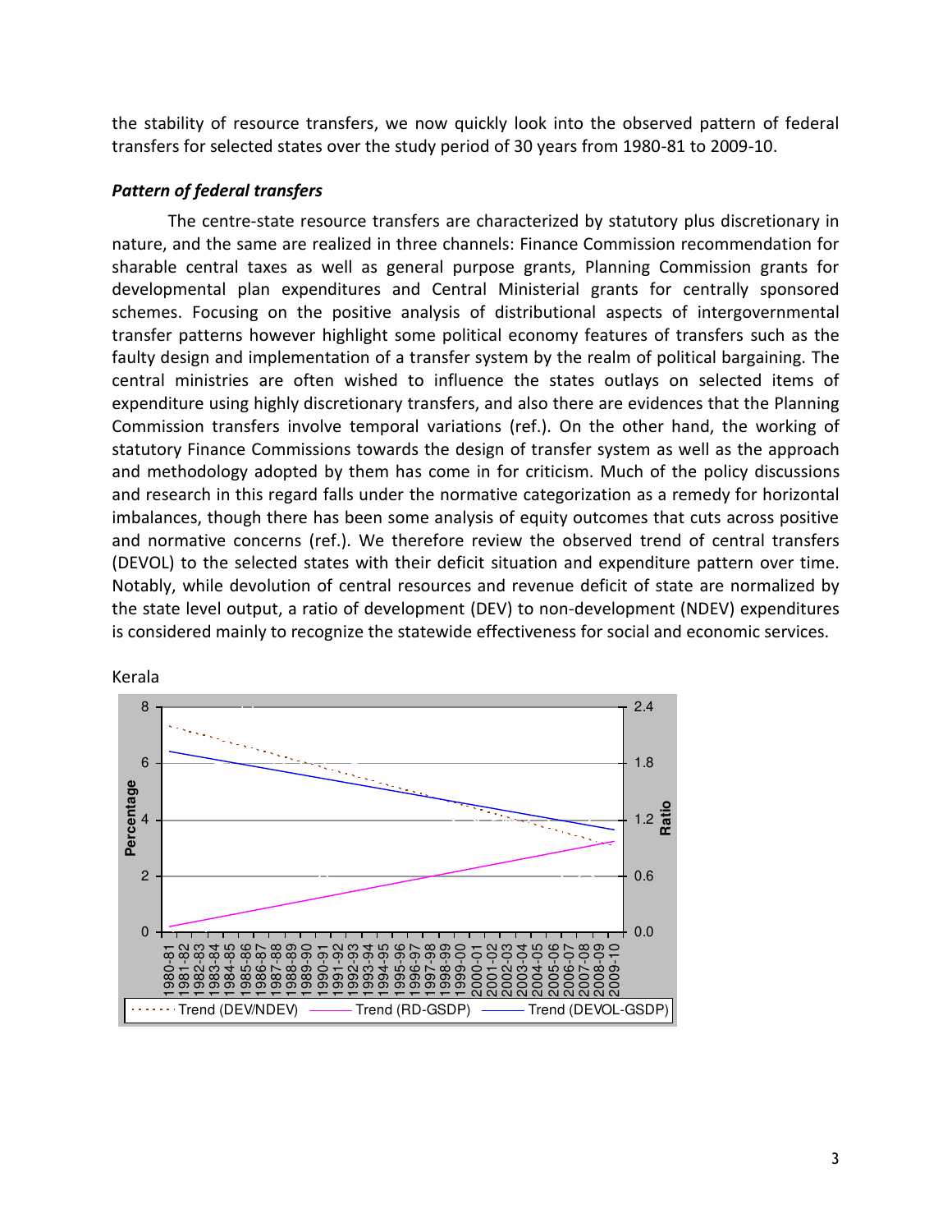the stability of resource transfers, we now quickly look into the observed pattern of federal transfers for selected states over the study period of 30 years from 1980-81 to 2009-10.

### *Pattern of federal transfers*

The centre-state resource transfers are characterized by statutory plus discretionary in nature, and the same are realized in three channels: Finance Commission recommendation for sharable central taxes as well as general purpose grants, Planning Commission grants for developmental plan expenditures and Central Ministerial grants for centrally sponsored schemes. Focusing on the positive analysis of distributional aspects of intergovernmental transfer patterns however highlight some political economy features of transfers such as the faulty design and implementation of a transfer system by the realm of political bargaining. The central ministries are often wished to influence the states outlays on selected items of expenditure using highly discretionary transfers, and also there are evidences that the Planning Commission transfers involve temporal variations (ref.). On the other hand, the working of statutory Finance Commissions towards the design of transfer system as well as the approach and methodology adopted by them has come in for criticism. Much of the policy discussions and research in this regard falls under the normative categorization as a remedy for horizontal imbalances, though there has been some analysis of equity outcomes that cuts across positive and normative concerns (ref.). We therefore review the observed trend of central transfers (DEVOL) to the selected states with their deficit situation and expenditure pattern over time. Notably, while devolution of central resources and revenue deficit of state are normalized by the state level output, a ratio of development (DEV) to non-development (NDEV) expenditures is considered mainly to recognize the statewide effectiveness for social and economic services.

Kerala

Percentage

8
6
4
2
0

Ratio

2.4
1.8
1.2
0.6
0.0

1980-81 1981-82 1982-83 1983-84 1984-85 1985-86 1986-87 1987-88 1988-89 1989-90 1990-91 1991-92 1992-93 1993-94 1994-95 1995-96 1996-97 1997-98 1998-99 1999-00 2000-01 2001-02 2002-03 2003-04 2004-05 2005-06 2006-07 2007-08 2008-09 2009-10

Trend (DEV/NDEV) Trend (RD-GSDP) Trend (DEVOL-GSDP)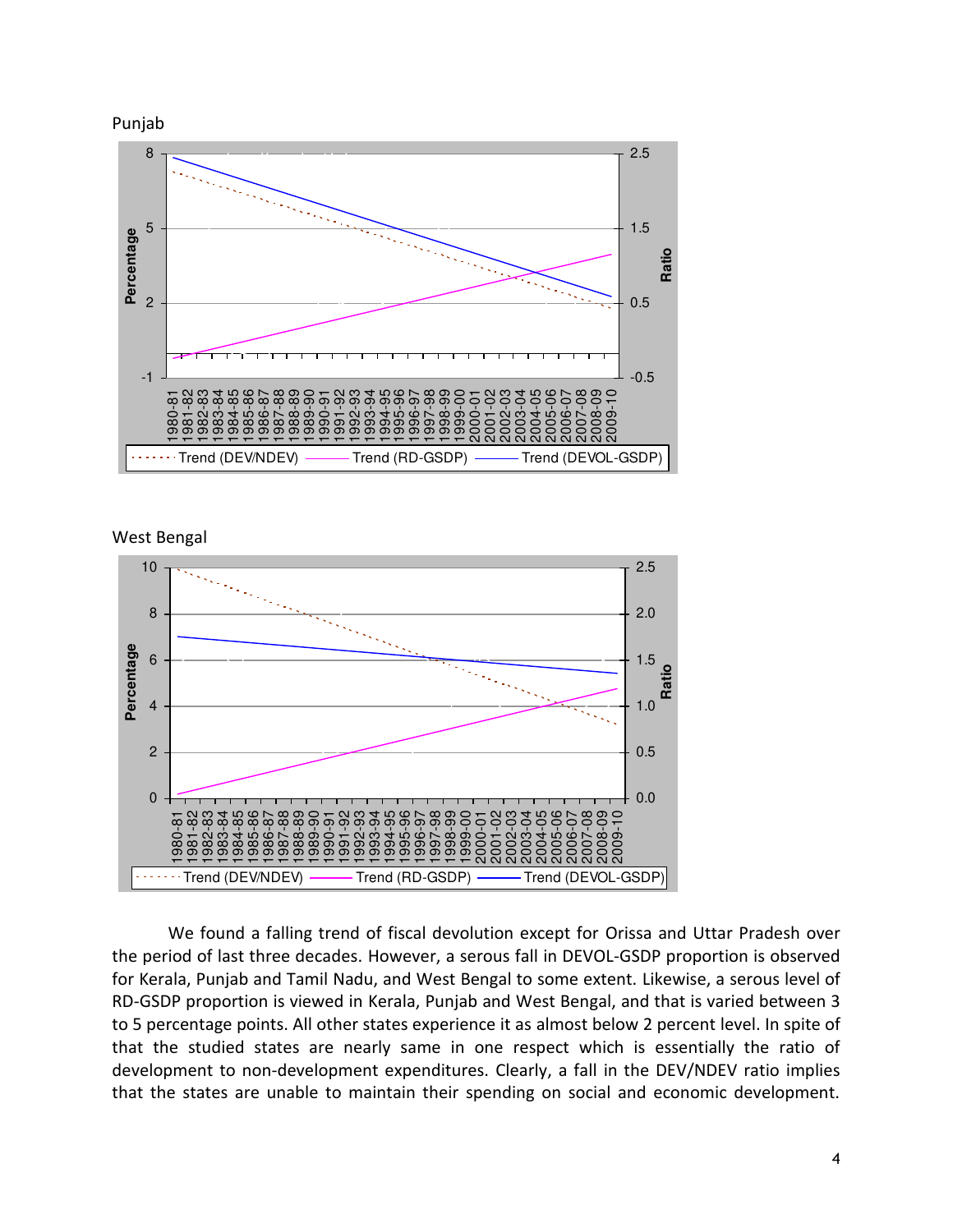Punjab

8
5
2
-1
Percentage
2.5
1.5
0.5
-0.5
Ratio
1980-81 1981-82 1982-83 1983-84 1984-85 1985-86 1986-87 1987-88 1988-89 1989-90 1990-91 1991-92 1992-93 1993-94 1994-95 1995-96 1996-97 1997-98 1998-99 1999-00 2000-01 2001-02 2002-03 2003-04 2004-05 2005-06 2006-07 2007-08 2008-09 2009-10
Trend (DEV/NDEV) Trend (RD-GSDP) Trend (DEVOL-GSDP)

West Bengal

10
8
6
4
2
0
Percentage
2.5
2.0
1.5
1.0
0.5
0.0
Ratio
1980-81 1981-82 1982-83 1983-84 1984-85 1985-86 1986-87 1987-88 1988-89 1989-90 1990-91 1991-92 1992-93 1993-94 1994-95 1995-96 1996-97 1997-98 1998-99 1999-00 2000-01 2001-02 2002-03 2003-04 2004-05 2005-06 2006-07 2007-08 2008-09 2009-10
Trend (DEV/NDEV) Trend (RD-GSDP) Trend (DEVOL-GSDP)

We found a falling trend of fiscal devolution except for Orissa and Uttar Pradesh over the period of last three decades. However, a serous fall in DEVOL-GSDP proportion is observed for Kerala, Punjab and Tamil Nadu, and West Bengal to some extent. Likewise, a serous level of RD-GSDP proportion is viewed in Kerala, Punjab and West Bengal, and that is varied between 3 to 5 percentage points. All other states experience it as almost below 2 percent level. In spite of that the studied states are nearly same in one respect which is essentially the ratio of development to non-development expenditures. Clearly, a fall in the DEV/NDEV ratio implies that the states are unable to maintain their spending on social and economic development.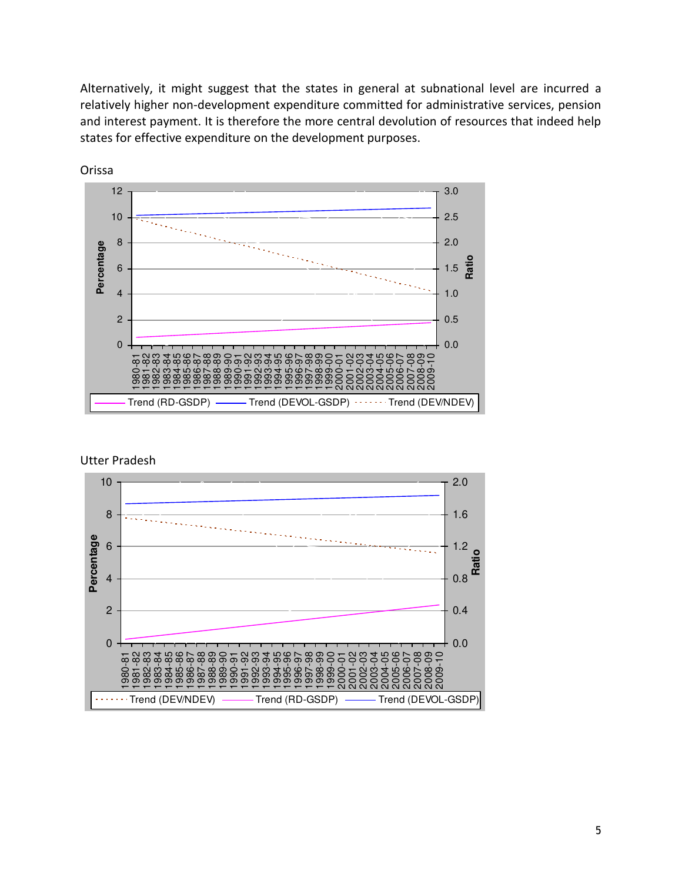Alternatively, it might suggest that the states in general at subnational level are incurred a relatively higher non-development expenditure committed for administrative services, pension and interest payment. It is therefore the more central devolution of resources that indeed help states for effective expenditure on the development purposes.

Orissa

Percentage

12
10
8
6
4
2
0

Ratio

3.0
2.5
2.0
1.5
1.0
0.5
0.0

1980-81 1981-82 1982-83 1983-84 1984-85 1985-86 1986-87 1987-88 1988-89 1989-90 1990-91 1991-92 1992-93 1993-94 1994-95 1995-96 1996-97 1997-98 1998-99 1999-00 2000-01 2001-02 2002-03 2003-04 2004-05 2005-06 2006-07 2007-08 2008-09 2009-10

Trend (RD-GSDP) Trend (DEVOL-GSDP) Trend (DEV/NDEV)

Utter Pradesh

Percentage

10
8
6
4
2
0

Ratio

2.0
1.6
1.2
0.8
0.4
0.0

1980-81 1981-82 1982-83 1983-84 1984-85 1985-86 1986-87 1987-88 1988-89 1989-90 1990-91 1991-92 1992-93 1993-94 1994-95 1995-96 1996-97 1997-98 1998-99 1999-00 2000-01 2001-02 2002-03 2003-04 2004-05 2005-06 2006-07 2007-08 2008-09 2009-10

Trend (DEV/NDEV) Trend (RD-GSDP) Trend (DEVOL-GSDP)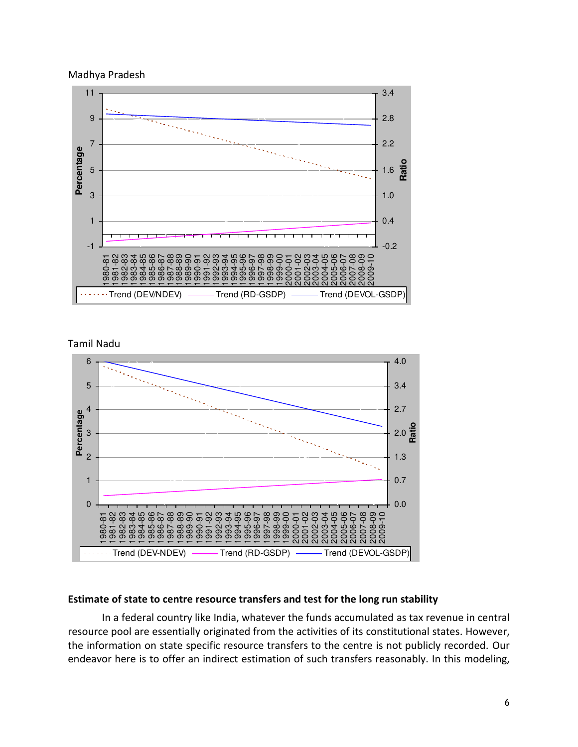Madhya Pradesh

Percentage

11
9
7
5
3
1
-1

Ratio

3.4
2.8
2.2
1.6
1.0
0.4
-0.2

1980-81 1981-82 1982-83 1983-84 1984-85 1985-86 1986-87 1987-88 1988-89 1989-90 1990-91 1991-92 1992-93 1993-94 1994-95 1995-96 1996-97 1997-98 1998-99 1999-00 2000-01 2001-02 2002-03 2003-04 2004-05 2005-06 2006-07 2007-08 2008-09 2009-10

Trend (DEV/NDEV) Trend (RD-GSDP) Trend (DEVOL-GSDP)

Tamil Nadu

Percentage

6
5
4
3
2
1
0

Ratio

4.0
3.4
2.7
2.0
1.3
0.7
0.0

1980-81 1981-82 1982-83 1983-84 1984-85 1985-86 1986-87 1987-88 1988-89 1989-90 1990-91 1991-92 1992-93 1993-94 1994-95 1995-96 1996-97 1997-98 1998-99 1999-00 2000-01 2001-02 2002-03 2003-04 2004-05 2005-06 2006-07 2007-08 2008-09 2009-10

Trend (DEV-NDEV) Trend (RD-GSDP) Trend (DEVOL-GSDP)

**Estimate of state to centre resource transfers and test for the long run stability**

In a federal country like India, whatever the funds accumulated as tax revenue in central resource pool are essentially originated from the activities of its constitutional states. However, the information on state specific resource transfers to the centre is not publicly recorded. Our endeavor here is to offer an indirect estimation of such transfers reasonably. In this modeling,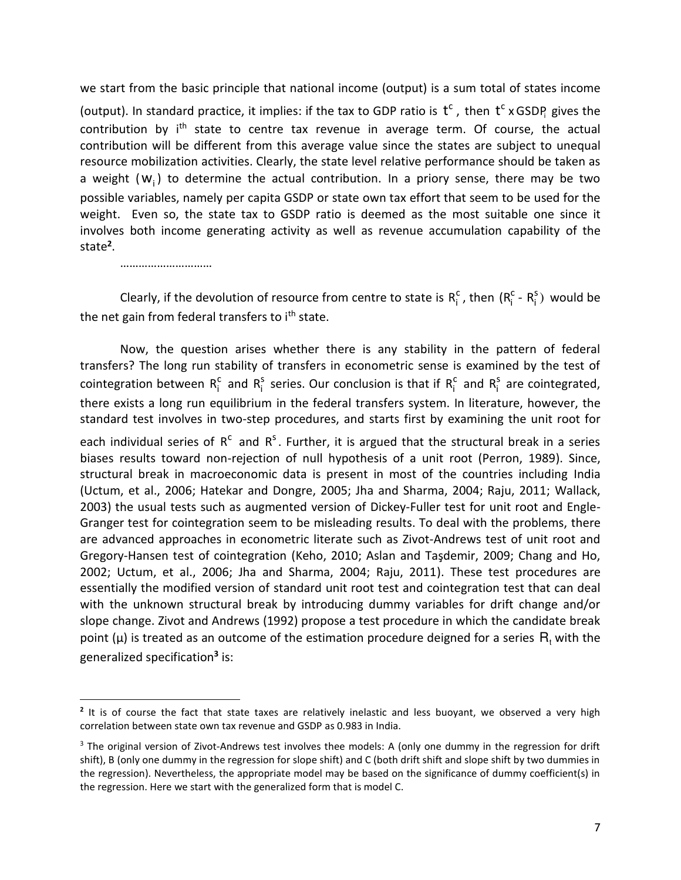we start from the basic principle that national income (output) is a sum total of states income (output). In standard practice, it implies: if the tax to GDP ratio is $t^c$, then $t^c \times GSDP_i$ gives the contribution by i[th] state to centre tax revenue in average term. Of course, the actual contribution will be different from this average value since the states are subject to unequal resource mobilization activities. Clearly, the state level relative performance should be taken as a weight ($w_i$) to determine the actual contribution. In a priory sense, there may be two possible variables, namely per capita GSDP or state own tax effort that seem to be used for the weight. Even so, the state tax to GSDP ratio is deemed as the most suitable one since it involves both income generating activity as well as revenue accumulation capability of the state[2].

…………………………

Clearly, if the devolution of resource from centre to state is $R_i^c$, then $(R_i^c - R_i^s)$ would be the net gain from federal transfers to i[th] state.

Now, the question arises whether there is any stability in the pattern of federal transfers? The long run stability of transfers in econometric sense is examined by the test of cointegration between $R_i^c$ and $R_i^s$ series. Our conclusion is that if $R_i^c$ and $R_i^s$ are cointegrated, there exists a long run equilibrium in the federal transfers system. In literature, however, the standard test involves in two-step procedures, and starts first by examining the unit root for each individual series of $R^c$ and $R^s$. Further, it is argued that the structural break in a series biases results toward non-rejection of null hypothesis of a unit root (Perron, 1989). Since, structural break in macroeconomic data is present in most of the countries including India (Uctum, et al., 2006; Hatekar and Dongre, 2005; Jha and Sharma, 2004; Raju, 2011; Wallack, 2003) the usual tests such as augmented version of Dickey-Fuller test for unit root and Engle-Granger test for cointegration seem to be misleading results. To deal with the problems, there are advanced approaches in econometric literate such as Zivot-Andrews test of unit root and Gregory-Hansen test of cointegration (Keho, 2010; Aslan and Taşdemir, 2009; Chang and Ho, 2002; Uctum, et al., 2006; Jha and Sharma, 2004; Raju, 2011). These test procedures are essentially the modified version of standard unit root test and cointegration test that can deal with the unknown structural break by introducing dummy variables for drift change and/or slope change. Zivot and Andrews (1992) propose a test procedure in which the candidate break point (μ) is treated as an outcome of the estimation procedure deigned for a series $R_t$ with the generalized specification[3] is:

---

[2] It is of course the fact that state taxes are relatively inelastic and less buoyant, we observed a very high correlation between state own tax revenue and GSDP as 0.983 in India.

[3] The original version of Zivot-Andrews test involves thee models: A (only one dummy in the regression for drift shift), B (only one dummy in the regression for slope shift) and C (both drift shift and slope shift by two dummies in the regression). Nevertheless, the appropriate model may be based on the significance of dummy coefficient(s) in the regression. Here we start with the generalized form that is model C.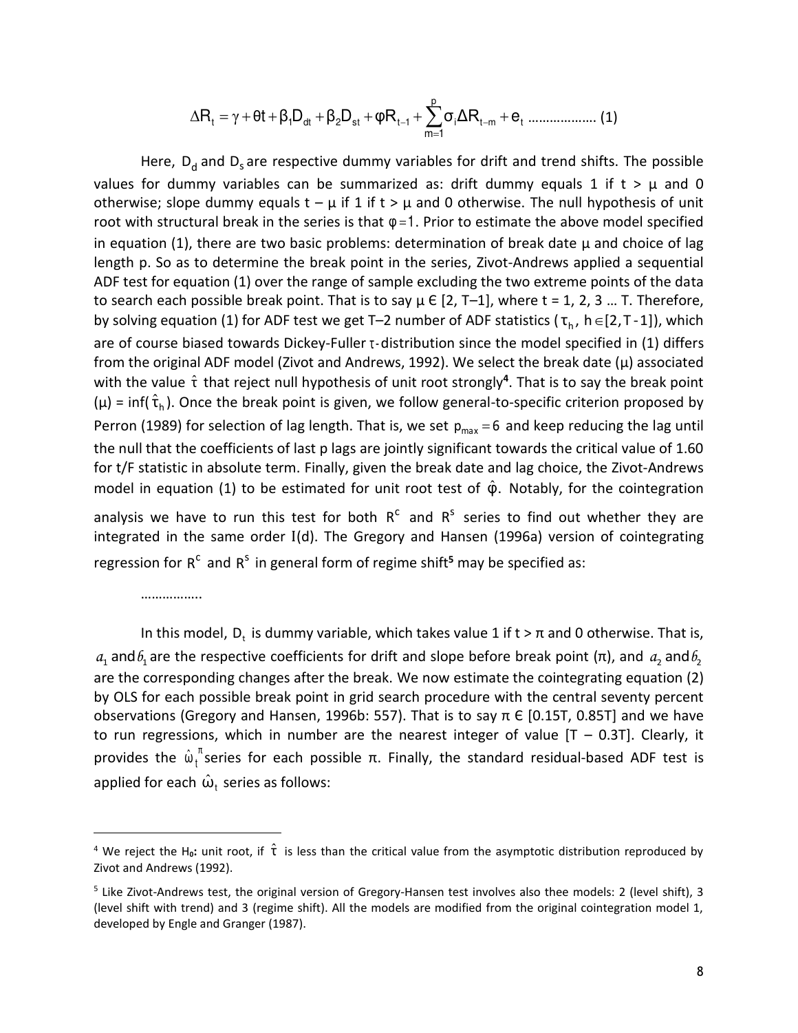$$\Delta R_t = \gamma + \theta t + \beta_1 D_{dt} + \beta_2 D_{st} + \varphi R_{t-1} + \sum_{m=1}^{p} \sigma_i \Delta R_{t-m} + e_t \text{ ………………… (1)}$$

Here, $D_d$ and $D_s$ are respective dummy variables for drift and trend shifts. The possible values for dummy variables can be summarized as: drift dummy equals 1 if t > μ and 0 otherwise; slope dummy equals t – μ if 1 if t > μ and 0 otherwise. The null hypothesis of unit root with structural break in the series is that $\varphi = 1$. Prior to estimate the above model specified in equation (1), there are two basic problems: determination of break date μ and choice of lag length p. So as to determine the break point in the series, Zivot-Andrews applied a sequential ADF test for equation (1) over the range of sample excluding the two extreme points of the data to search each possible break point. That is to say μ Є [2, T–1], where t = 1, 2, 3 … T. Therefore, by solving equation (1) for ADF test we get T–2 number of ADF statistics ($\tau_h$, $h \in [2, T-1]$), which are of course biased towards Dickey-Fuller $\tau$-distribution since the model specified in (1) differs from the original ADF model (Zivot and Andrews, 1992). We select the break date (μ) associated with the value $\hat{\tau}$ that reject null hypothesis of unit root strongly[4]. That is to say the break point (μ) = inf($\hat{\tau}_h$). Once the break point is given, we follow general-to-specific criterion proposed by Perron (1989) for selection of lag length. That is, we set $p_{max} = 6$ and keep reducing the lag until the null that the coefficients of last p lags are jointly significant towards the critical value of 1.60 for t/F statistic in absolute term. Finally, given the break date and lag choice, the Zivot-Andrews model in equation (1) to be estimated for unit root test of $\hat{\varphi}$. Notably, for the cointegration analysis we have to run this test for both $R^c$ and $R^s$ series to find out whether they are integrated in the same order I(d). The Gregory and Hansen (1996a) version of cointegrating regression for $R^c$ and $R^s$ in general form of regime shift[5] may be specified as:

……………..

In this model, $D_t$ is dummy variable, which takes value 1 if t > π and 0 otherwise. That is, $a_1$ and $b_1$ are the respective coefficients for drift and slope before break point (π), and $a_2$ and $b_2$ are the corresponding changes after the break. We now estimate the cointegrating equation (2) by OLS for each possible break point in grid search procedure with the central seventy percent observations (Gregory and Hansen, 1996b: 557). That is to say π Є [0.15T, 0.85T] and we have to run regressions, which in number are the nearest integer of value [T – 0.3T]. Clearly, it provides the $\hat{\omega}_t^{\pi}$ series for each possible π. Finally, the standard residual-based ADF test is applied for each $\hat{\omega}_t$ series as follows:

---

[4] We reject the $H_0$: unit root, if $\hat{\tau}$ is less than the critical value from the asymptotic distribution reproduced by Zivot and Andrews (1992).

[5] Like Zivot-Andrews test, the original version of Gregory-Hansen test involves also thee models: 2 (level shift), 3 (level shift with trend) and 3 (regime shift). All the models are modified from the original cointegration model 1, developed by Engle and Granger (1987).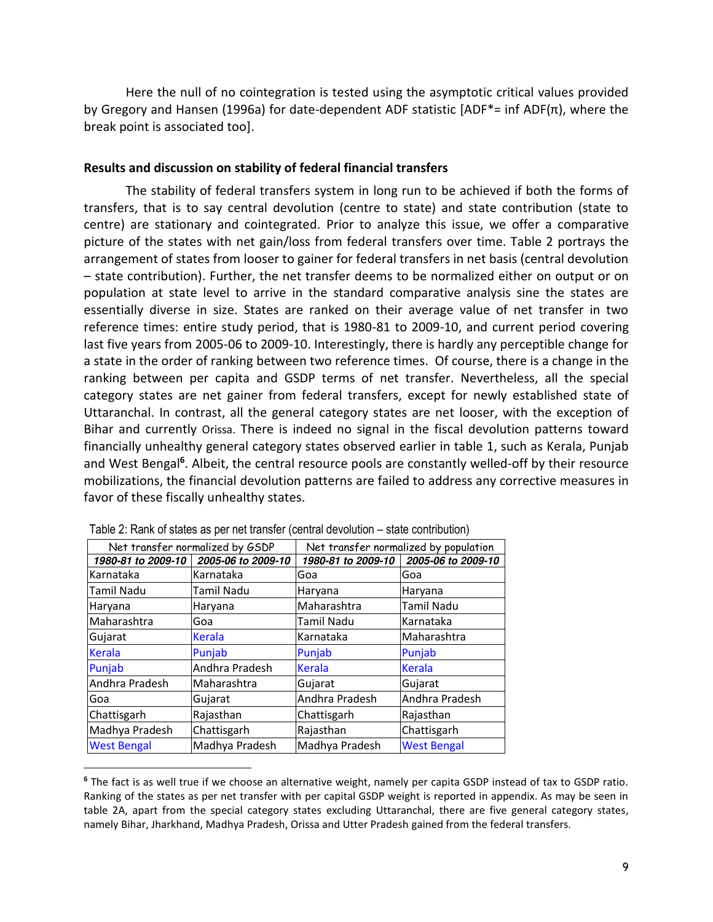Here the null of no cointegration is tested using the asymptotic critical values provided by Gregory and Hansen (1996a) for date-dependent ADF statistic [ADF*= inf ADF(π), where the break point is associated too].

### Results and discussion on stability of federal financial transfers

The stability of federal transfers system in long run to be achieved if both the forms of transfers, that is to say central devolution (centre to state) and state contribution (state to centre) are stationary and cointegrated. Prior to analyze this issue, we offer a comparative picture of the states with net gain/loss from federal transfers over time. Table 2 portrays the arrangement of states from looser to gainer for federal transfers in net basis (central devolution – state contribution). Further, the net transfer deems to be normalized either on output or on population at state level to arrive in the standard comparative analysis sine the states are essentially diverse in size. States are ranked on their average value of net transfer in two reference times: entire study period, that is 1980-81 to 2009-10, and current period covering last five years from 2005-06 to 2009-10. Interestingly, there is hardly any perceptible change for a state in the order of ranking between two reference times. Of course, there is a change in the ranking between per capita and GSDP terms of net transfer. Nevertheless, all the special category states are net gainer from federal transfers, except for newly established state of Uttaranchal. In contrast, all the general category states are net looser, with the exception of Bihar and currently Orissa. There is indeed no signal in the fiscal devolution patterns toward financially unhealthy general category states observed earlier in table 1, such as Kerala, Punjab and West Bengal[6]. Albeit, the central resource pools are constantly welled-off by their resource mobilizations, the financial devolution patterns are failed to address any corrective measures in favor of these fiscally unhealthy states.

Table 2: Rank of states as per net transfer (central devolution – state contribution)

| Net transfer normalized by GSDP | | Net transfer normalized by population | |
|---|---|---|---|
| *1980-81 to 2009-10* | *2005-06 to 2009-10* | *1980-81 to 2009-10* | *2005-06 to 2009-10* |
| Karnataka | Karnataka | Goa | Goa |
| Tamil Nadu | Tamil Nadu | Haryana | Haryana |
| Haryana | Haryana | Maharashtra | Tamil Nadu |
| Maharashtra | Goa | Tamil Nadu | Karnataka |
| Gujarat | Kerala | Karnataka | Maharashtra |
| Kerala | Punjab | Punjab | Punjab |
| Punjab | Andhra Pradesh | Kerala | Kerala |
| Andhra Pradesh | Maharashtra | Gujarat | Gujarat |
| Goa | Gujarat | Andhra Pradesh | Andhra Pradesh |
| Chattisgarh | Rajasthan | Chattisgarh | Rajasthan |
| Madhya Pradesh | Chattisgarh | Rajasthan | Chattisgarh |
| West Bengal | Madhya Pradesh | Madhya Pradesh | West Bengal |

[6] The fact is as well true if we choose an alternative weight, namely per capita GSDP instead of tax to GSDP ratio. Ranking of the states as per net transfer with per capital GSDP weight is reported in appendix. As may be seen in table 2A, apart from the special category states excluding Uttaranchal, there are five general category states, namely Bihar, Jharkhand, Madhya Pradesh, Orissa and Utter Pradesh gained from the federal transfers.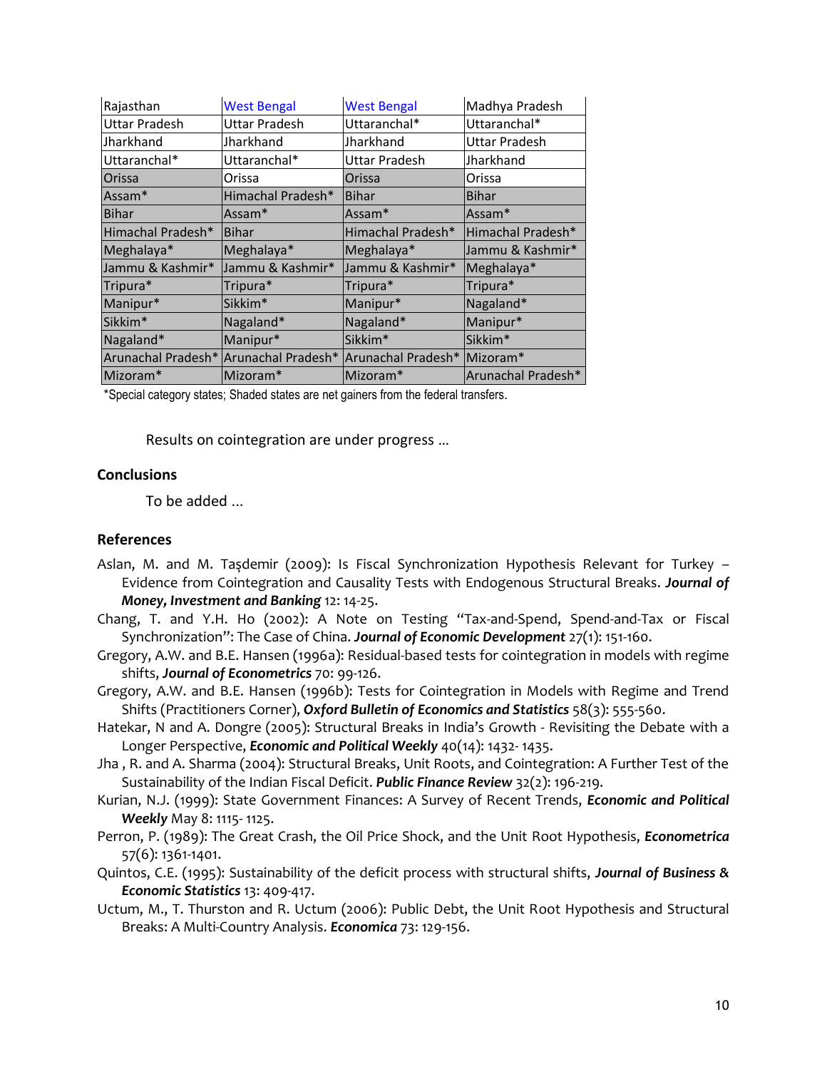| | | | |
|---|---|---|---|
| Rajasthan | West Bengal | West Bengal | Madhya Pradesh |
| Uttar Pradesh | Uttar Pradesh | Uttaranchal* | Uttaranchal* |
| Jharkhand | Jharkhand | Jharkhand | Uttar Pradesh |
| Uttaranchal* | Uttaranchal* | Uttar Pradesh | Jharkhand |
| Orissa | Orissa | Orissa | Orissa |
| Assam* | Himachal Pradesh* | Bihar | Bihar |
| Bihar | Assam* | Assam* | Assam* |
| Himachal Pradesh* | Bihar | Himachal Pradesh* | Himachal Pradesh* |
| Meghalaya* | Meghalaya* | Meghalaya* | Jammu & Kashmir* |
| Jammu & Kashmir* | Jammu & Kashmir* | Jammu & Kashmir* | Meghalaya* |
| Tripura* | Tripura* | Tripura* | Tripura* |
| Manipur* | Sikkim* | Manipur* | Nagaland* |
| Sikkim* | Nagaland* | Nagaland* | Manipur* |
| Nagaland* | Manipur* | Sikkim* | Sikkim* |
| Arunachal Pradesh* | Arunachal Pradesh* | Arunachal Pradesh* | Mizoram* |
| Mizoram* | Mizoram* | Mizoram* | Arunachal Pradesh* |

*Special category states; Shaded states are net gainers from the federal transfers.

Results on cointegration are under progress ...

## Conclusions

To be added ...

## References

Aslan, M. and M. Taşdemir (2009): Is Fiscal Synchronization Hypothesis Relevant for Turkey – Evidence from Cointegration and Causality Tests with Endogenous Structural Breaks. ***Journal of Money, Investment and Banking*** 12: 14-25.

Chang, T. and Y.H. Ho (2002): A Note on Testing "Tax-and-Spend, Spend-and-Tax or Fiscal Synchronization": The Case of China. ***Journal of Economic Development*** 27(1): 151-160.

Gregory, A.W. and B.E. Hansen (1996a): Residual-based tests for cointegration in models with regime shifts, ***Journal of Econometrics*** 70: 99-126.

Gregory, A.W. and B.E. Hansen (1996b): Tests for Cointegration in Models with Regime and Trend Shifts (Practitioners Corner), ***Oxford Bulletin of Economics and Statistics*** 58(3): 555-560.

Hatekar, N and A. Dongre (2005): Structural Breaks in India's Growth - Revisiting the Debate with a Longer Perspective, ***Economic and Political Weekly*** 40(14): 1432- 1435.

Jha , R. and A. Sharma (2004): Structural Breaks, Unit Roots, and Cointegration: A Further Test of the Sustainability of the Indian Fiscal Deficit. ***Public Finance Review*** 32(2): 196-219.

Kurian, N.J. (1999): State Government Finances: A Survey of Recent Trends, ***Economic and Political Weekly*** May 8: 1115- 1125.

Perron, P. (1989): The Great Crash, the Oil Price Shock, and the Unit Root Hypothesis, ***Econometrica*** 57(6): 1361-1401.

Quintos, C.E. (1995): Sustainability of the deficit process with structural shifts, ***Journal of Business & Economic Statistics*** 13: 409-417.

Uctum, M., T. Thurston and R. Uctum (2006): Public Debt, the Unit Root Hypothesis and Structural Breaks: A Multi-Country Analysis. ***Economica*** 73: 129-156.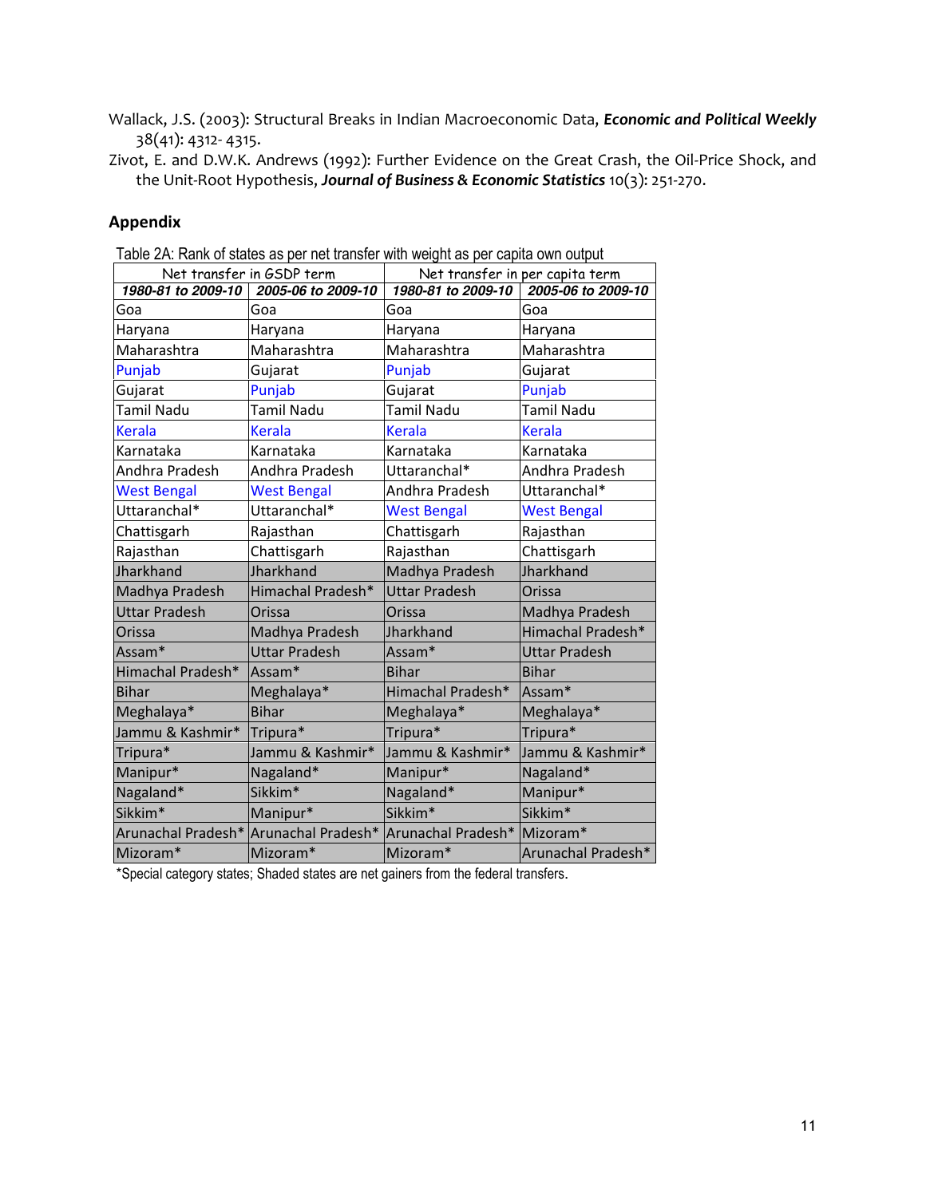Wallack, J.S. (2003): Structural Breaks in Indian Macroeconomic Data, ***Economic and Political Weekly*** 38(41): 4312- 4315.

Zivot, E. and D.W.K. Andrews (1992): Further Evidence on the Great Crash, the Oil-Price Shock, and the Unit-Root Hypothesis, ***Journal of Business & Economic Statistics*** 10(3): 251-270.

## Appendix

Table 2A: Rank of states as per net transfer with weight as per capita own output

| Net transfer in GSDP term | | Net transfer in per capita term | |
|---|---|---|---|
| ***1980-81 to 2009-10*** | ***2005-06 to 2009-10*** | ***1980-81 to 2009-10*** | ***2005-06 to 2009-10*** |
| Goa | Goa | Goa | Goa |
| Haryana | Haryana | Haryana | Haryana |
| Maharashtra | Maharashtra | Maharashtra | Maharashtra |
| Punjab | Gujarat | Punjab | Gujarat |
| Gujarat | Punjab | Gujarat | Punjab |
| Tamil Nadu | Tamil Nadu | Tamil Nadu | Tamil Nadu |
| Kerala | Kerala | Kerala | Kerala |
| Karnataka | Karnataka | Karnataka | Karnataka |
| Andhra Pradesh | Andhra Pradesh | Uttaranchal* | Andhra Pradesh |
| West Bengal | West Bengal | Andhra Pradesh | Uttaranchal* |
| Uttaranchal* | Uttaranchal* | West Bengal | West Bengal |
| Chattisgarh | Rajasthan | Chattisgarh | Rajasthan |
| Rajasthan | Chattisgarh | Rajasthan | Chattisgarh |
| Jharkhand | Jharkhand | Madhya Pradesh | Jharkhand |
| Madhya Pradesh | Himachal Pradesh* | Uttar Pradesh | Orissa |
| Uttar Pradesh | Orissa | Orissa | Madhya Pradesh |
| Orissa | Madhya Pradesh | Jharkhand | Himachal Pradesh* |
| Assam* | Uttar Pradesh | Assam* | Uttar Pradesh |
| Himachal Pradesh* | Assam* | Bihar | Bihar |
| Bihar | Meghalaya* | Himachal Pradesh* | Assam* |
| Meghalaya* | Bihar | Meghalaya* | Meghalaya* |
| Jammu & Kashmir* | Tripura* | Tripura* | Tripura* |
| Tripura* | Jammu & Kashmir* | Jammu & Kashmir* | Jammu & Kashmir* |
| Manipur* | Nagaland* | Manipur* | Nagaland* |
| Nagaland* | Sikkim* | Nagaland* | Manipur* |
| Sikkim* | Manipur* | Sikkim* | Sikkim* |
| Arunachal Pradesh* | Arunachal Pradesh* | Arunachal Pradesh* | Mizoram* |
| Mizoram* | Mizoram* | Mizoram* | Arunachal Pradesh* |

*Special category states; Shaded states are net gainers from the federal transfers.